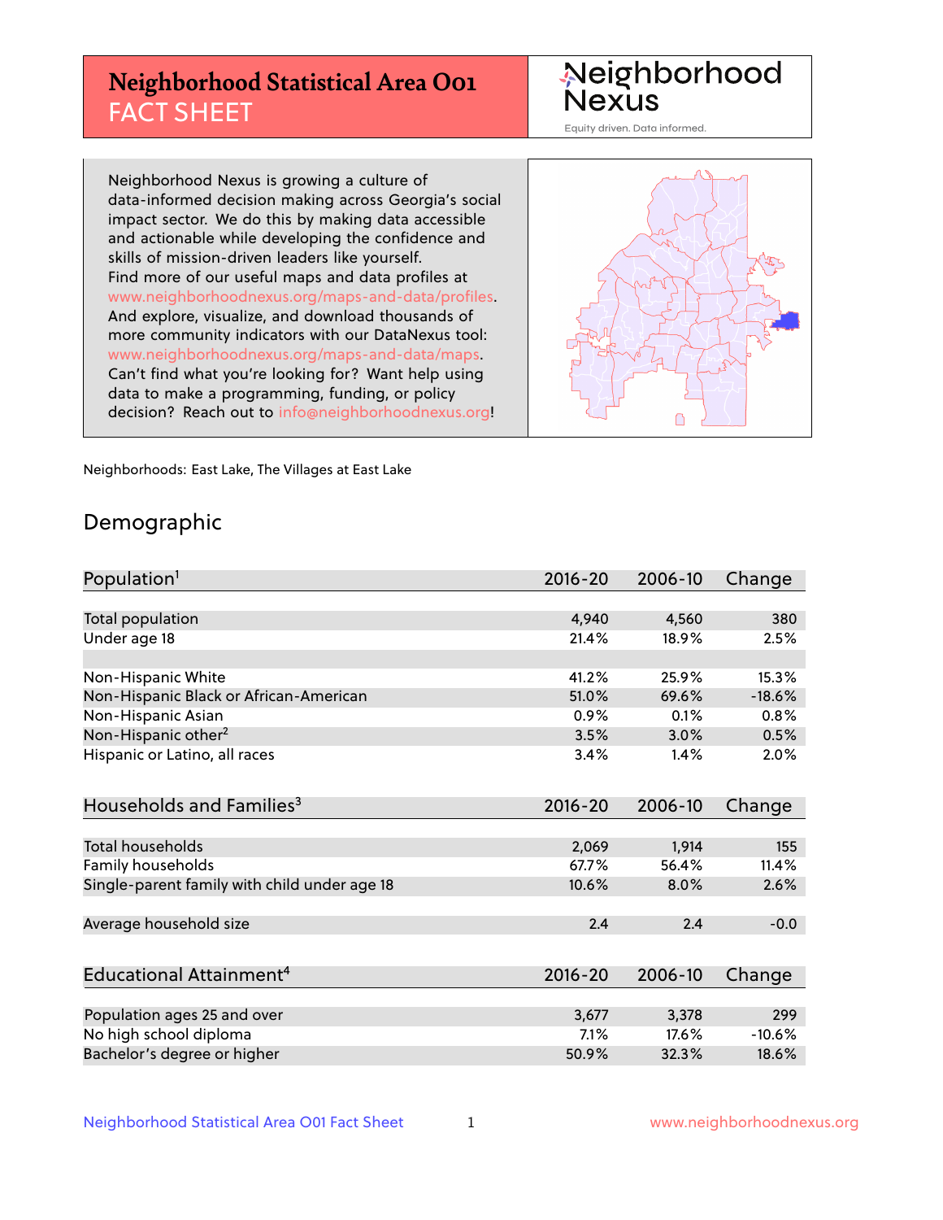# Neighborhood Statistical Area O01 FACT SHEET

Neighborhood Nexus
Equity driven. Data informed.

Neighborhood Nexus is growing a culture of data-informed decision making across Georgia's social impact sector. We do this by making data accessible and actionable while developing the confidence and skills of mission-driven leaders like yourself. Find more of our useful maps and data profiles at www.neighborhoodnexus.org/maps-and-data/profiles. And explore, visualize, and download thousands of more community indicators with our DataNexus tool: www.neighborhoodnexus.org/maps-and-data/maps. Can't find what you're looking for? Want help using data to make a programming, funding, or policy decision? Reach out to info@neighborhoodnexus.org!

Neighborhoods: East Lake, The Villages at East Lake

## Demographic

| Population[1] | 2016-20 | 2006-10 | Change |
|---|---|---|---|
| Total population | 4,940 | 4,560 | 380 |
| Under age 18 | 21.4% | 18.9% | 2.5% |
| | | | |
| Non-Hispanic White | 41.2% | 25.9% | 15.3% |
| Non-Hispanic Black or African-American | 51.0% | 69.6% | -18.6% |
| Non-Hispanic Asian | 0.9% | 0.1% | 0.8% |
| Non-Hispanic other[2] | 3.5% | 3.0% | 0.5% |
| Hispanic or Latino, all races | 3.4% | 1.4% | 2.0% |

| Households and Families[3] | 2016-20 | 2006-10 | Change |
|---|---|---|---|
| Total households | 2,069 | 1,914 | 155 |
| Family households | 67.7% | 56.4% | 11.4% |
| Single-parent family with child under age 18 | 10.6% | 8.0% | 2.6% |
| Average household size | 2.4 | 2.4 | -0.0 |

| Educational Attainment[4] | 2016-20 | 2006-10 | Change |
|---|---|---|---|
| Population ages 25 and over | 3,677 | 3,378 | 299 |
| No high school diploma | 7.1% | 17.6% | -10.6% |
| Bachelor's degree or higher | 50.9% | 32.3% | 18.6% |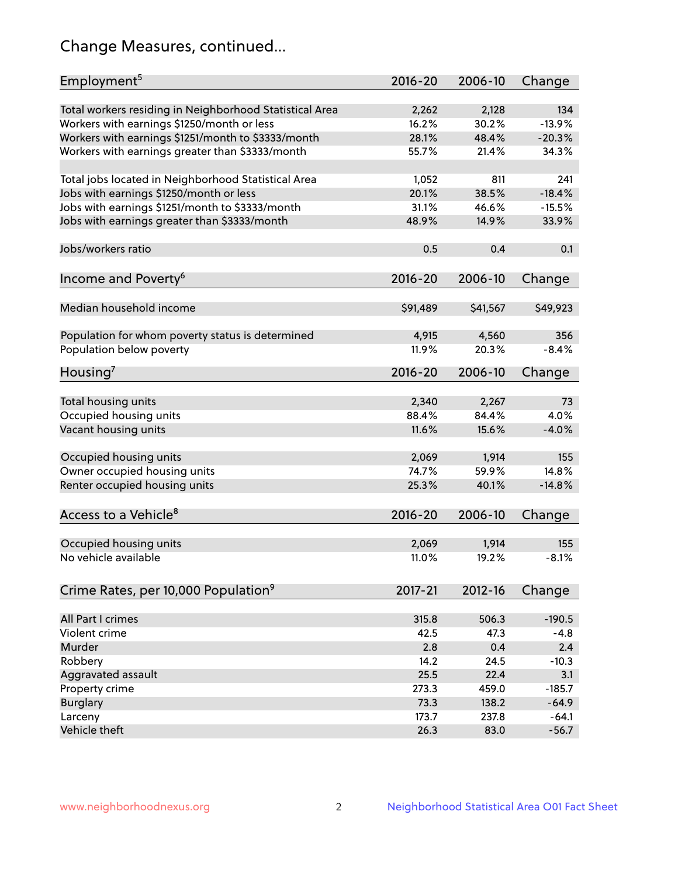## Change Measures, continued...

| Employment[5] | 2016-20 | 2006-10 | Change |
|---|---|---|---|
| Total workers residing in Neighborhood Statistical Area | 2,262 | 2,128 | 134 |
| Workers with earnings $1250/month or less | 16.2% | 30.2% | -13.9% |
| Workers with earnings $1251/month to $3333/month | 28.1% | 48.4% | -20.3% |
| Workers with earnings greater than $3333/month | 55.7% | 21.4% | 34.3% |
| | | | |
| Total jobs located in Neighborhood Statistical Area | 1,052 | 811 | 241 |
| Jobs with earnings $1250/month or less | 20.1% | 38.5% | -18.4% |
| Jobs with earnings $1251/month to $3333/month | 31.1% | 46.6% | -15.5% |
| Jobs with earnings greater than $3333/month | 48.9% | 14.9% | 33.9% |
| | | | |
| Jobs/workers ratio | 0.5 | 0.4 | 0.1 |

| Income and Poverty[6] | 2016-20 | 2006-10 | Change |
|---|---|---|---|
| Median household income | $91,489 | $41,567 | $49,923 |
| | | | |
| Population for whom poverty status is determined | 4,915 | 4,560 | 356 |
| Population below poverty | 11.9% | 20.3% | -8.4% |

| Housing[7] | 2016-20 | 2006-10 | Change |
|---|---|---|---|
| Total housing units | 2,340 | 2,267 | 73 |
| Occupied housing units | 88.4% | 84.4% | 4.0% |
| Vacant housing units | 11.6% | 15.6% | -4.0% |
| | | | |
| Occupied housing units | 2,069 | 1,914 | 155 |
| Owner occupied housing units | 74.7% | 59.9% | 14.8% |
| Renter occupied housing units | 25.3% | 40.1% | -14.8% |

| Access to a Vehicle[8] | 2016-20 | 2006-10 | Change |
|---|---|---|---|
| Occupied housing units | 2,069 | 1,914 | 155 |
| No vehicle available | 11.0% | 19.2% | -8.1% |

| Crime Rates, per 10,000 Population[9] | 2017-21 | 2012-16 | Change |
|---|---|---|---|
| All Part I crimes | 315.8 | 506.3 | -190.5 |
| Violent crime | 42.5 | 47.3 | -4.8 |
| Murder | 2.8 | 0.4 | 2.4 |
| Robbery | 14.2 | 24.5 | -10.3 |
| Aggravated assault | 25.5 | 22.4 | 3.1 |
| Property crime | 273.3 | 459.0 | -185.7 |
| Burglary | 73.3 | 138.2 | -64.9 |
| Larceny | 173.7 | 237.8 | -64.1 |
| Vehicle theft | 26.3 | 83.0 | -56.7 |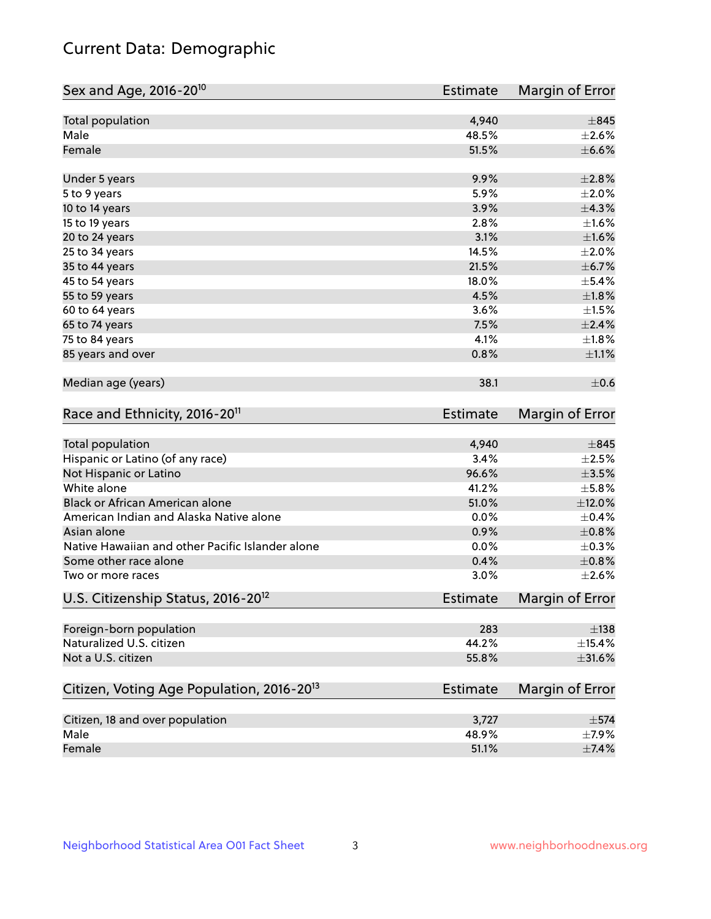# Current Data: Demographic

| Sex and Age, 2016-20[10] | Estimate | Margin of Error |
|---|---|---|
| Total population | 4,940 | ±845 |
| Male | 48.5% | ±2.6% |
| Female | 51.5% | ±6.6% |
| Under 5 years | 9.9% | ±2.8% |
| 5 to 9 years | 5.9% | ±2.0% |
| 10 to 14 years | 3.9% | ±4.3% |
| 15 to 19 years | 2.8% | ±1.6% |
| 20 to 24 years | 3.1% | ±1.6% |
| 25 to 34 years | 14.5% | ±2.0% |
| 35 to 44 years | 21.5% | ±6.7% |
| 45 to 54 years | 18.0% | ±5.4% |
| 55 to 59 years | 4.5% | ±1.8% |
| 60 to 64 years | 3.6% | ±1.5% |
| 65 to 74 years | 7.5% | ±2.4% |
| 75 to 84 years | 4.1% | ±1.8% |
| 85 years and over | 0.8% | ±1.1% |
| Median age (years) | 38.1 | ±0.6 |

| Race and Ethnicity, 2016-20[11] | Estimate | Margin of Error |
|---|---|---|
| Total population | 4,940 | ±845 |
| Hispanic or Latino (of any race) | 3.4% | ±2.5% |
| Not Hispanic or Latino | 96.6% | ±3.5% |
| White alone | 41.2% | ±5.8% |
| Black or African American alone | 51.0% | ±12.0% |
| American Indian and Alaska Native alone | 0.0% | ±0.4% |
| Asian alone | 0.9% | ±0.8% |
| Native Hawaiian and other Pacific Islander alone | 0.0% | ±0.3% |
| Some other race alone | 0.4% | ±0.8% |
| Two or more races | 3.0% | ±2.6% |

| U.S. Citizenship Status, 2016-20[12] | Estimate | Margin of Error |
|---|---|---|
| Foreign-born population | 283 | ±138 |
| Naturalized U.S. citizen | 44.2% | ±15.4% |
| Not a U.S. citizen | 55.8% | ±31.6% |

| Citizen, Voting Age Population, 2016-20[13] | Estimate | Margin of Error |
|---|---|---|
| Citizen, 18 and over population | 3,727 | ±574 |
| Male | 48.9% | ±7.9% |
| Female | 51.1% | ±7.4% |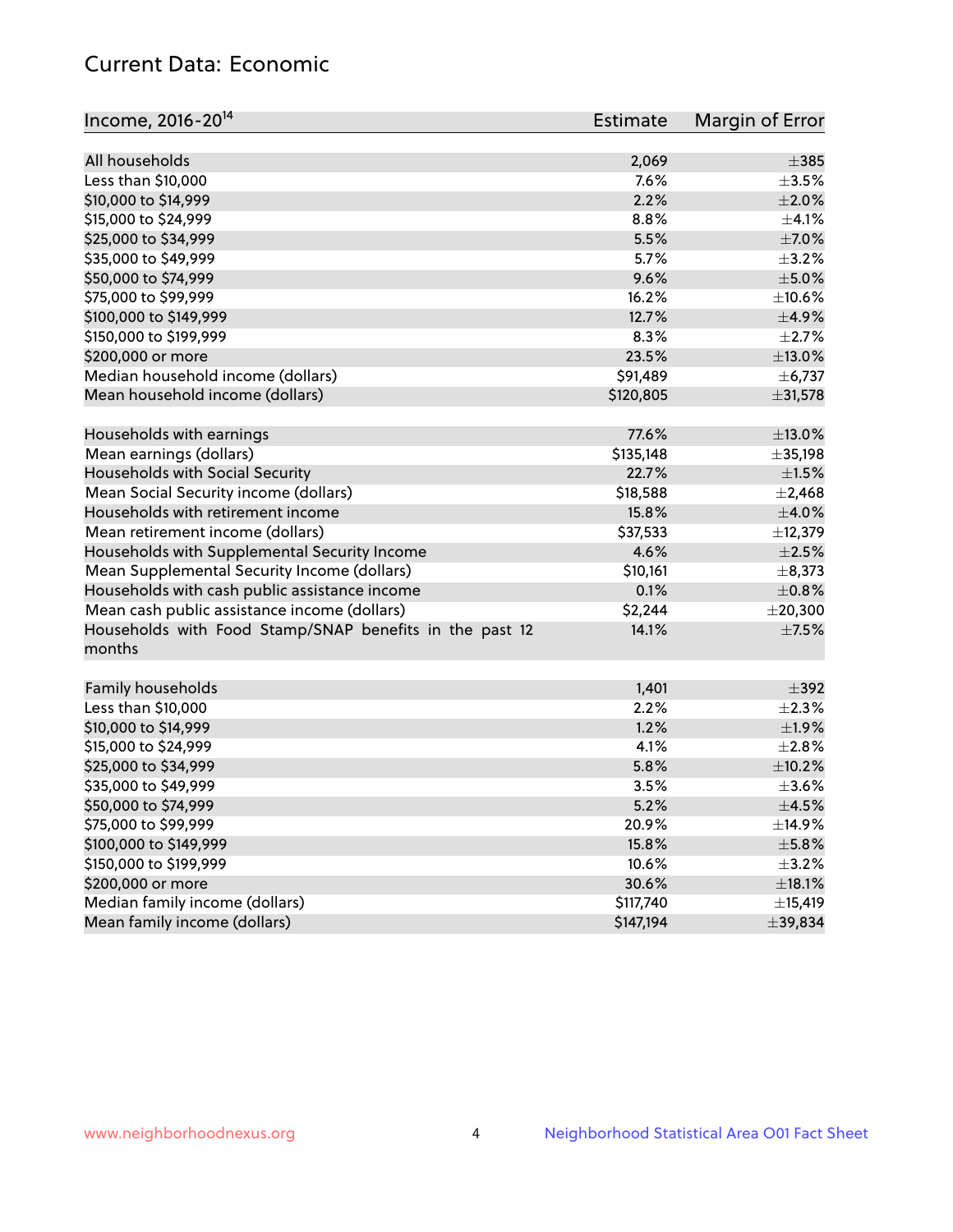## Current Data: Economic

| Income, 2016-20[14] | Estimate | Margin of Error |
|---|---|---|
| All households | 2,069 | ±385 |
| Less than $10,000 | 7.6% | ±3.5% |
| $10,000 to $14,999 | 2.2% | ±2.0% |
| $15,000 to $24,999 | 8.8% | ±4.1% |
| $25,000 to $34,999 | 5.5% | ±7.0% |
| $35,000 to $49,999 | 5.7% | ±3.2% |
| $50,000 to $74,999 | 9.6% | ±5.0% |
| $75,000 to $99,999 | 16.2% | ±10.6% |
| $100,000 to $149,999 | 12.7% | ±4.9% |
| $150,000 to $199,999 | 8.3% | ±2.7% |
| $200,000 or more | 23.5% | ±13.0% |
| Median household income (dollars) | $91,489 | ±6,737 |
| Mean household income (dollars) | $120,805 | ±31,578 |
| | | |
| Households with earnings | 77.6% | ±13.0% |
| Mean earnings (dollars) | $135,148 | ±35,198 |
| Households with Social Security | 22.7% | ±1.5% |
| Mean Social Security income (dollars) | $18,588 | ±2,468 |
| Households with retirement income | 15.8% | ±4.0% |
| Mean retirement income (dollars) | $37,533 | ±12,379 |
| Households with Supplemental Security Income | 4.6% | ±2.5% |
| Mean Supplemental Security Income (dollars) | $10,161 | ±8,373 |
| Households with cash public assistance income | 0.1% | ±0.8% |
| Mean cash public assistance income (dollars) | $2,244 | ±20,300 |
| Households with Food Stamp/SNAP benefits in the past 12 months | 14.1% | ±7.5% |
| | | |
| Family households | 1,401 | ±392 |
| Less than $10,000 | 2.2% | ±2.3% |
| $10,000 to $14,999 | 1.2% | ±1.9% |
| $15,000 to $24,999 | 4.1% | ±2.8% |
| $25,000 to $34,999 | 5.8% | ±10.2% |
| $35,000 to $49,999 | 3.5% | ±3.6% |
| $50,000 to $74,999 | 5.2% | ±4.5% |
| $75,000 to $99,999 | 20.9% | ±14.9% |
| $100,000 to $149,999 | 15.8% | ±5.8% |
| $150,000 to $199,999 | 10.6% | ±3.2% |
| $200,000 or more | 30.6% | ±18.1% |
| Median family income (dollars) | $117,740 | ±15,419 |
| Mean family income (dollars) | $147,194 | ±39,834 |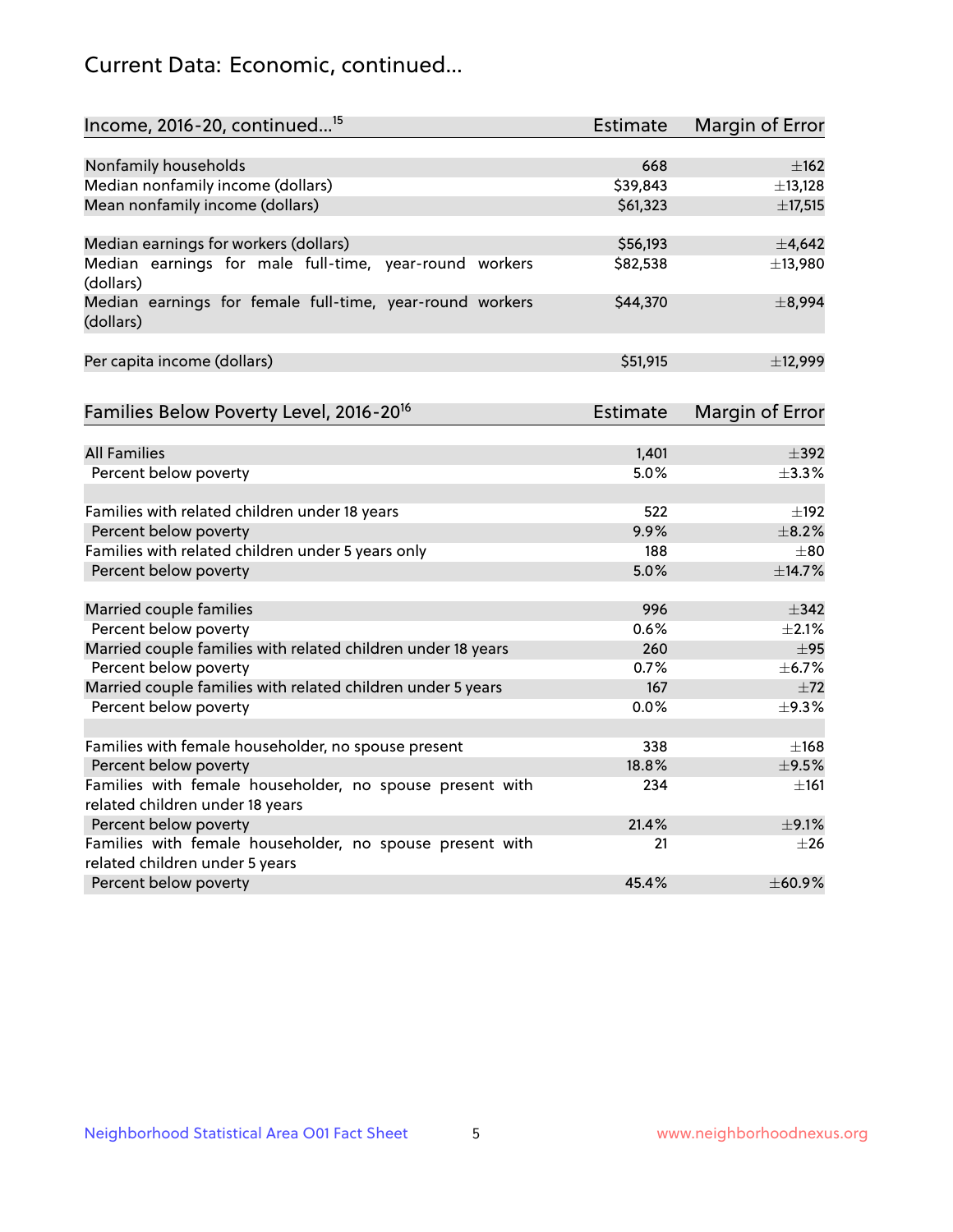# Current Data: Economic, continued...

| Income, 2016-20, continued...[15] | Estimate | Margin of Error |
|---|---|---|
| Nonfamily households | 668 | ±162 |
| Median nonfamily income (dollars) | $39,843 | ±13,128 |
| Mean nonfamily income (dollars) | $61,323 | ±17,515 |
| | | |
| Median earnings for workers (dollars) | $56,193 | ±4,642 |
| Median earnings for male full-time, year-round workers (dollars) | $82,538 | ±13,980 |
| Median earnings for female full-time, year-round workers (dollars) | $44,370 | ±8,994 |
| | | |
| Per capita income (dollars) | $51,915 | ±12,999 |

| Families Below Poverty Level, 2016-20[16] | Estimate | Margin of Error |
|---|---|---|
| All Families | 1,401 | ±392 |
| Percent below poverty | 5.0% | ±3.3% |
| | | |
| Families with related children under 18 years | 522 | ±192 |
| Percent below poverty | 9.9% | ±8.2% |
| Families with related children under 5 years only | 188 | ±80 |
| Percent below poverty | 5.0% | ±14.7% |
| | | |
| Married couple families | 996 | ±342 |
| Percent below poverty | 0.6% | ±2.1% |
| Married couple families with related children under 18 years | 260 | ±95 |
| Percent below poverty | 0.7% | ±6.7% |
| Married couple families with related children under 5 years | 167 | ±72 |
| Percent below poverty | 0.0% | ±9.3% |
| | | |
| Families with female householder, no spouse present | 338 | ±168 |
| Percent below poverty | 18.8% | ±9.5% |
| Families with female householder, no spouse present with related children under 18 years | 234 | ±161 |
| Percent below poverty | 21.4% | ±9.1% |
| Families with female householder, no spouse present with related children under 5 years | 21 | ±26 |
| Percent below poverty | 45.4% | ±60.9% |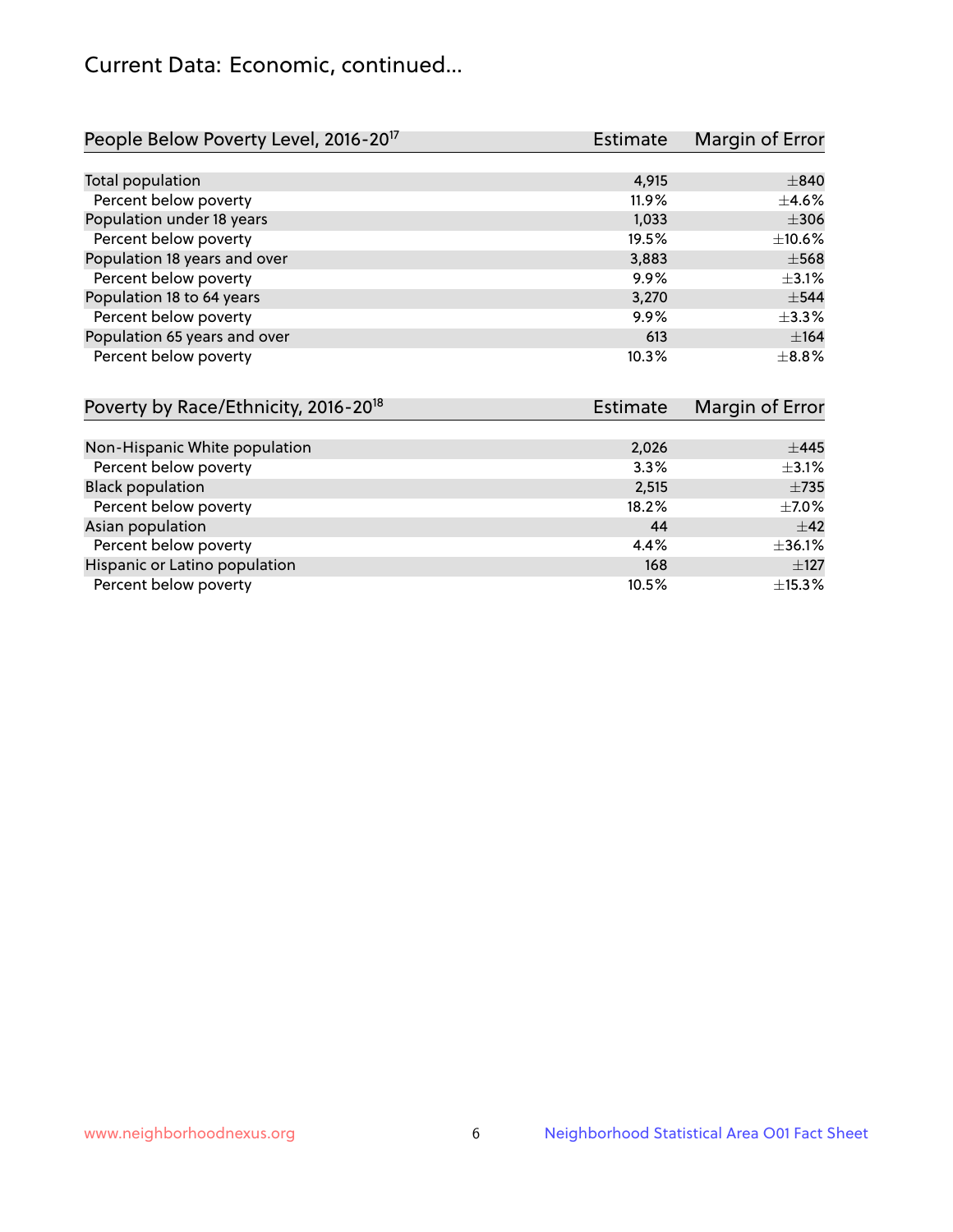# Current Data: Economic, continued...

| People Below Poverty Level, 2016-20[17] | Estimate | Margin of Error |
|---|---|---|
| Total population | 4,915 | ±840 |
| Percent below poverty | 11.9% | ±4.6% |
| Population under 18 years | 1,033 | ±306 |
| Percent below poverty | 19.5% | ±10.6% |
| Population 18 years and over | 3,883 | ±568 |
| Percent below poverty | 9.9% | ±3.1% |
| Population 18 to 64 years | 3,270 | ±544 |
| Percent below poverty | 9.9% | ±3.3% |
| Population 65 years and over | 613 | ±164 |
| Percent below poverty | 10.3% | ±8.8% |

| Poverty by Race/Ethnicity, 2016-20[18] | Estimate | Margin of Error |
|---|---|---|
| Non-Hispanic White population | 2,026 | ±445 |
| Percent below poverty | 3.3% | ±3.1% |
| Black population | 2,515 | ±735 |
| Percent below poverty | 18.2% | ±7.0% |
| Asian population | 44 | ±42 |
| Percent below poverty | 4.4% | ±36.1% |
| Hispanic or Latino population | 168 | ±127 |
| Percent below poverty | 10.5% | ±15.3% |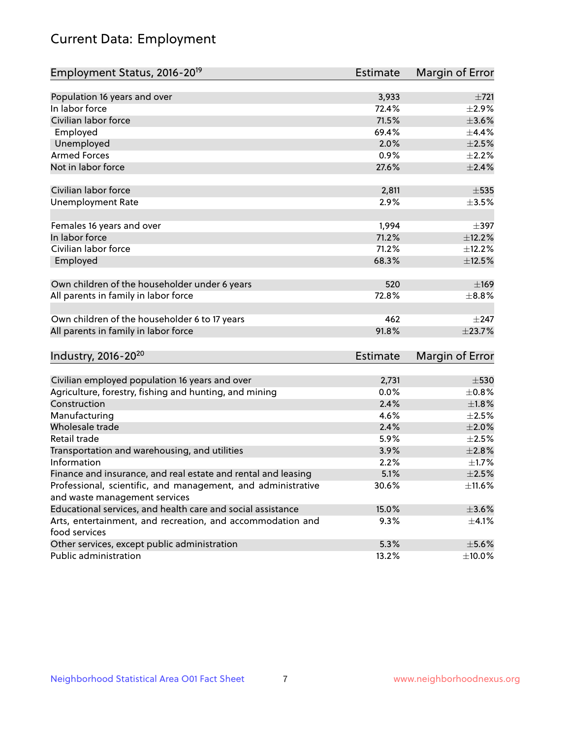# Current Data: Employment

| Employment Status, 2016-20[19] | Estimate | Margin of Error |
|---|---|---|
| Population 16 years and over | 3,933 | ±721 |
| In labor force | 72.4% | ±2.9% |
| Civilian labor force | 71.5% | ±3.6% |
| Employed | 69.4% | ±4.4% |
| Unemployed | 2.0% | ±2.5% |
| Armed Forces | 0.9% | ±2.2% |
| Not in labor force | 27.6% | ±2.4% |
| | | |
| Civilian labor force | 2,811 | ±535 |
| Unemployment Rate | 2.9% | ±3.5% |
| | | |
| Females 16 years and over | 1,994 | ±397 |
| In labor force | 71.2% | ±12.2% |
| Civilian labor force | 71.2% | ±12.2% |
| Employed | 68.3% | ±12.5% |
| | | |
| Own children of the householder under 6 years | 520 | ±169 |
| All parents in family in labor force | 72.8% | ±8.8% |
| | | |
| Own children of the householder 6 to 17 years | 462 | ±247 |
| All parents in family in labor force | 91.8% | ±23.7% |

| Industry, 2016-20[20] | Estimate | Margin of Error |
|---|---|---|
| Civilian employed population 16 years and over | 2,731 | ±530 |
| Agriculture, forestry, fishing and hunting, and mining | 0.0% | ±0.8% |
| Construction | 2.4% | ±1.8% |
| Manufacturing | 4.6% | ±2.5% |
| Wholesale trade | 2.4% | ±2.0% |
| Retail trade | 5.9% | ±2.5% |
| Transportation and warehousing, and utilities | 3.9% | ±2.8% |
| Information | 2.2% | ±1.7% |
| Finance and insurance, and real estate and rental and leasing | 5.1% | ±2.5% |
| Professional, scientific, and management, and administrative and waste management services | 30.6% | ±11.6% |
| Educational services, and health care and social assistance | 15.0% | ±3.6% |
| Arts, entertainment, and recreation, and accommodation and food services | 9.3% | ±4.1% |
| Other services, except public administration | 5.3% | ±5.6% |
| Public administration | 13.2% | ±10.0% |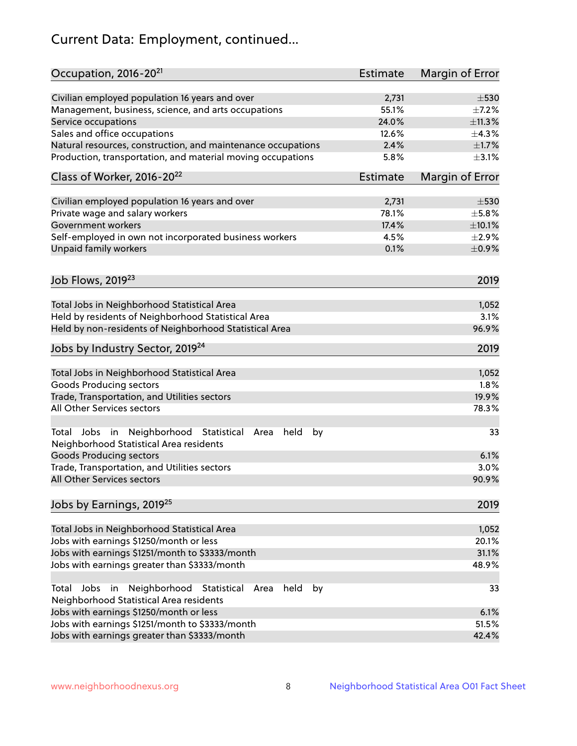# Current Data: Employment, continued...

| Occupation, 2016-20[21] | Estimate | Margin of Error |
|---|---|---|
| Civilian employed population 16 years and over | 2,731 | ±530 |
| Management, business, science, and arts occupations | 55.1% | ±7.2% |
| Service occupations | 24.0% | ±11.3% |
| Sales and office occupations | 12.6% | ±4.3% |
| Natural resources, construction, and maintenance occupations | 2.4% | ±1.7% |
| Production, transportation, and material moving occupations | 5.8% | ±3.1% |

| Class of Worker, 2016-20[22] | Estimate | Margin of Error |
|---|---|---|
| Civilian employed population 16 years and over | 2,731 | ±530 |
| Private wage and salary workers | 78.1% | ±5.8% |
| Government workers | 17.4% | ±10.1% |
| Self-employed in own not incorporated business workers | 4.5% | ±2.9% |
| Unpaid family workers | 0.1% | ±0.9% |

| Job Flows, 2019[23] | 2019 |
|---|---|
| Total Jobs in Neighborhood Statistical Area | 1,052 |
| Held by residents of Neighborhood Statistical Area | 3.1% |
| Held by non-residents of Neighborhood Statistical Area | 96.9% |

| Jobs by Industry Sector, 2019[24] | 2019 |
|---|---|
| Total Jobs in Neighborhood Statistical Area | 1,052 |
| Goods Producing sectors | 1.8% |
| Trade, Transportation, and Utilities sectors | 19.9% |
| All Other Services sectors | 78.3% |
| Total Jobs in Neighborhood Statistical Area held by Neighborhood Statistical Area residents | 33 |
| Goods Producing sectors | 6.1% |
| Trade, Transportation, and Utilities sectors | 3.0% |
| All Other Services sectors | 90.9% |

| Jobs by Earnings, 2019[25] | 2019 |
|---|---|
| Total Jobs in Neighborhood Statistical Area | 1,052 |
| Jobs with earnings $1250/month or less | 20.1% |
| Jobs with earnings $1251/month to $3333/month | 31.1% |
| Jobs with earnings greater than $3333/month | 48.9% |
| Total Jobs in Neighborhood Statistical Area held by Neighborhood Statistical Area residents | 33 |
| Jobs with earnings $1250/month or less | 6.1% |
| Jobs with earnings $1251/month to $3333/month | 51.5% |
| Jobs with earnings greater than $3333/month | 42.4% |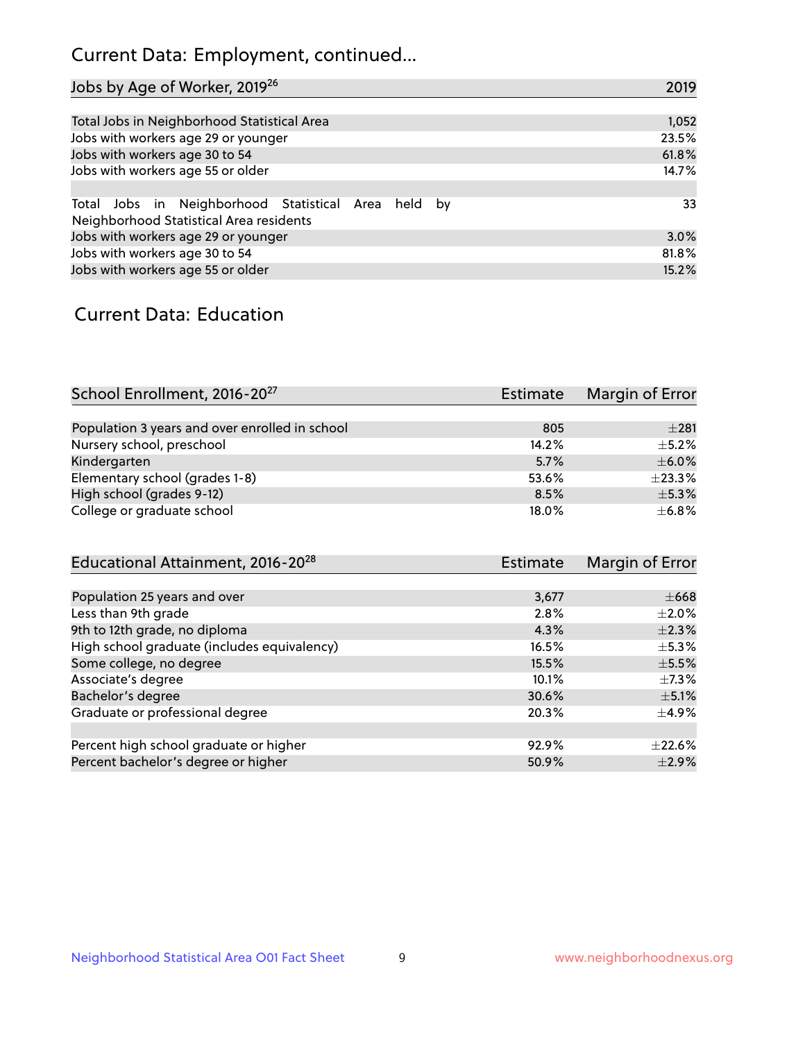# Current Data: Employment, continued...

| Jobs by Age of Worker, 2019[26] | 2019 |
|---|---|
| Total Jobs in Neighborhood Statistical Area | 1,052 |
| Jobs with workers age 29 or younger | 23.5% |
| Jobs with workers age 30 to 54 | 61.8% |
| Jobs with workers age 55 or older | 14.7% |
| | |
| Total Jobs in Neighborhood Statistical Area held by Neighborhood Statistical Area residents | 33 |
| Jobs with workers age 29 or younger | 3.0% |
| Jobs with workers age 30 to 54 | 81.8% |
| Jobs with workers age 55 or older | 15.2% |

## Current Data: Education

| School Enrollment, 2016-20[27] | Estimate | Margin of Error |
|---|---|---|
| Population 3 years and over enrolled in school | 805 | ±281 |
| Nursery school, preschool | 14.2% | ±5.2% |
| Kindergarten | 5.7% | ±6.0% |
| Elementary school (grades 1-8) | 53.6% | ±23.3% |
| High school (grades 9-12) | 8.5% | ±5.3% |
| College or graduate school | 18.0% | ±6.8% |

| Educational Attainment, 2016-20[28] | Estimate | Margin of Error |
|---|---|---|
| Population 25 years and over | 3,677 | ±668 |
| Less than 9th grade | 2.8% | ±2.0% |
| 9th to 12th grade, no diploma | 4.3% | ±2.3% |
| High school graduate (includes equivalency) | 16.5% | ±5.3% |
| Some college, no degree | 15.5% | ±5.5% |
| Associate's degree | 10.1% | ±7.3% |
| Bachelor's degree | 30.6% | ±5.1% |
| Graduate or professional degree | 20.3% | ±4.9% |
| | | |
| Percent high school graduate or higher | 92.9% | ±22.6% |
| Percent bachelor's degree or higher | 50.9% | ±2.9% |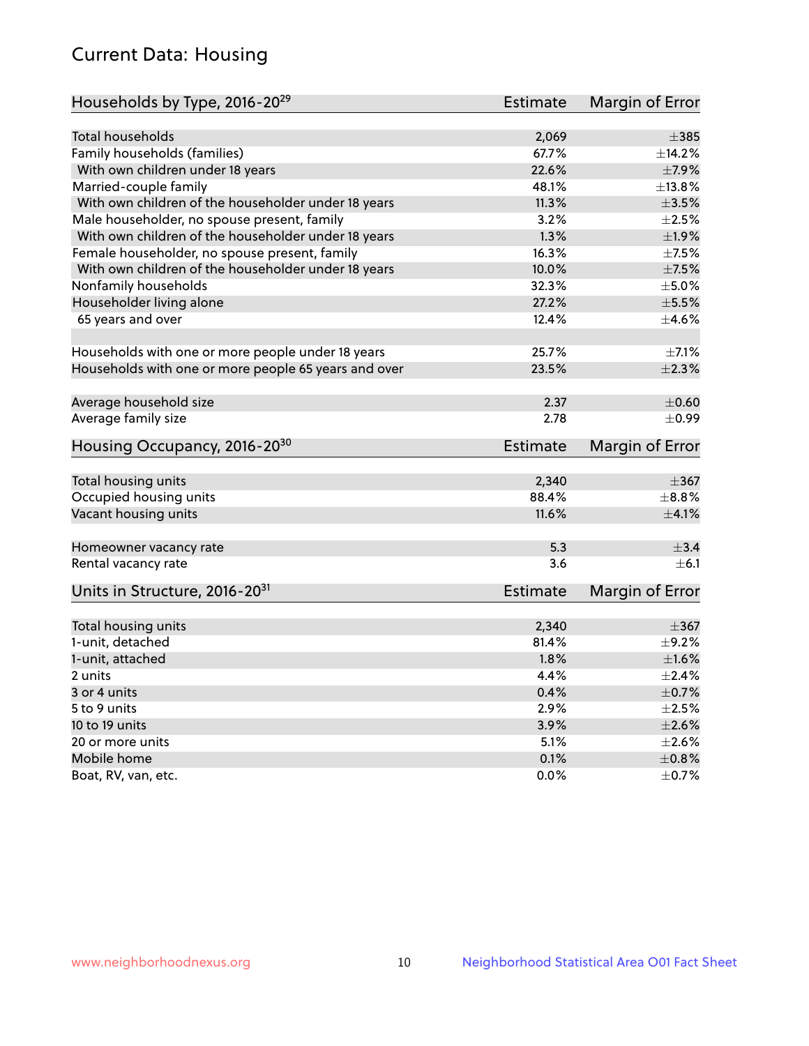# Current Data: Housing

| Households by Type, 2016-20[29] | Estimate | Margin of Error |
|---|---|---|
| Total households | 2,069 | ±385 |
| Family households (families) | 67.7% | ±14.2% |
| With own children under 18 years | 22.6% | ±7.9% |
| Married-couple family | 48.1% | ±13.8% |
| With own children of the householder under 18 years | 11.3% | ±3.5% |
| Male householder, no spouse present, family | 3.2% | ±2.5% |
| With own children of the householder under 18 years | 1.3% | ±1.9% |
| Female householder, no spouse present, family | 16.3% | ±7.5% |
| With own children of the householder under 18 years | 10.0% | ±7.5% |
| Nonfamily households | 32.3% | ±5.0% |
| Householder living alone | 27.2% | ±5.5% |
| 65 years and over | 12.4% | ±4.6% |
| Households with one or more people under 18 years | 25.7% | ±7.1% |
| Households with one or more people 65 years and over | 23.5% | ±2.3% |
| Average household size | 2.37 | ±0.60 |
| Average family size | 2.78 | ±0.99 |

| Housing Occupancy, 2016-20[30] | Estimate | Margin of Error |
|---|---|---|
| Total housing units | 2,340 | ±367 |
| Occupied housing units | 88.4% | ±8.8% |
| Vacant housing units | 11.6% | ±4.1% |
| Homeowner vacancy rate | 5.3 | ±3.4 |
| Rental vacancy rate | 3.6 | ±6.1 |

| Units in Structure, 2016-20[31] | Estimate | Margin of Error |
|---|---|---|
| Total housing units | 2,340 | ±367 |
| 1-unit, detached | 81.4% | ±9.2% |
| 1-unit, attached | 1.8% | ±1.6% |
| 2 units | 4.4% | ±2.4% |
| 3 or 4 units | 0.4% | ±0.7% |
| 5 to 9 units | 2.9% | ±2.5% |
| 10 to 19 units | 3.9% | ±2.6% |
| 20 or more units | 5.1% | ±2.6% |
| Mobile home | 0.1% | ±0.8% |
| Boat, RV, van, etc. | 0.0% | ±0.7% |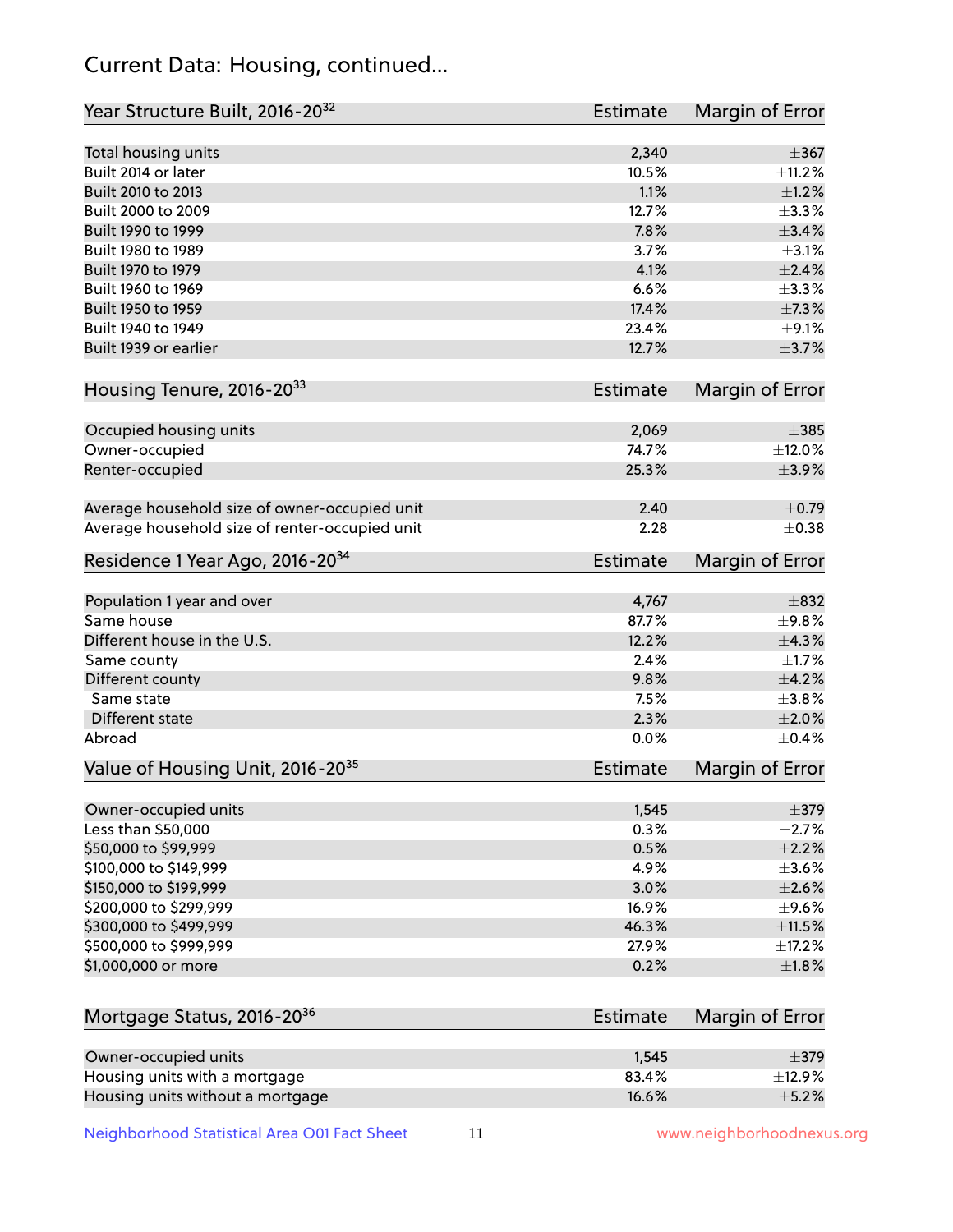## Current Data: Housing, continued...

| Year Structure Built, 2016-20[32] | Estimate | Margin of Error |
|---|---|---|
| Total housing units | 2,340 | ±367 |
| Built 2014 or later | 10.5% | ±11.2% |
| Built 2010 to 2013 | 1.1% | ±1.2% |
| Built 2000 to 2009 | 12.7% | ±3.3% |
| Built 1990 to 1999 | 7.8% | ±3.4% |
| Built 1980 to 1989 | 3.7% | ±3.1% |
| Built 1970 to 1979 | 4.1% | ±2.4% |
| Built 1960 to 1969 | 6.6% | ±3.3% |
| Built 1950 to 1959 | 17.4% | ±7.3% |
| Built 1940 to 1949 | 23.4% | ±9.1% |
| Built 1939 or earlier | 12.7% | ±3.7% |

| Housing Tenure, 2016-20[33] | Estimate | Margin of Error |
|---|---|---|
| Occupied housing units | 2,069 | ±385 |
| Owner-occupied | 74.7% | ±12.0% |
| Renter-occupied | 25.3% | ±3.9% |
| Average household size of owner-occupied unit | 2.40 | ±0.79 |
| Average household size of renter-occupied unit | 2.28 | ±0.38 |

| Residence 1 Year Ago, 2016-20[34] | Estimate | Margin of Error |
|---|---|---|
| Population 1 year and over | 4,767 | ±832 |
| Same house | 87.7% | ±9.8% |
| Different house in the U.S. | 12.2% | ±4.3% |
| Same county | 2.4% | ±1.7% |
| Different county | 9.8% | ±4.2% |
| Same state | 7.5% | ±3.8% |
| Different state | 2.3% | ±2.0% |
| Abroad | 0.0% | ±0.4% |

| Value of Housing Unit, 2016-20[35] | Estimate | Margin of Error |
|---|---|---|
| Owner-occupied units | 1,545 | ±379 |
| Less than $50,000 | 0.3% | ±2.7% |
| $50,000 to $99,999 | 0.5% | ±2.2% |
| $100,000 to $149,999 | 4.9% | ±3.6% |
| $150,000 to $199,999 | 3.0% | ±2.6% |
| $200,000 to $299,999 | 16.9% | ±9.6% |
| $300,000 to $499,999 | 46.3% | ±11.5% |
| $500,000 to $999,999 | 27.9% | ±17.2% |
| $1,000,000 or more | 0.2% | ±1.8% |

| Mortgage Status, 2016-20[36] | Estimate | Margin of Error |
|---|---|---|
| Owner-occupied units | 1,545 | ±379 |
| Housing units with a mortgage | 83.4% | ±12.9% |
| Housing units without a mortgage | 16.6% | ±5.2% |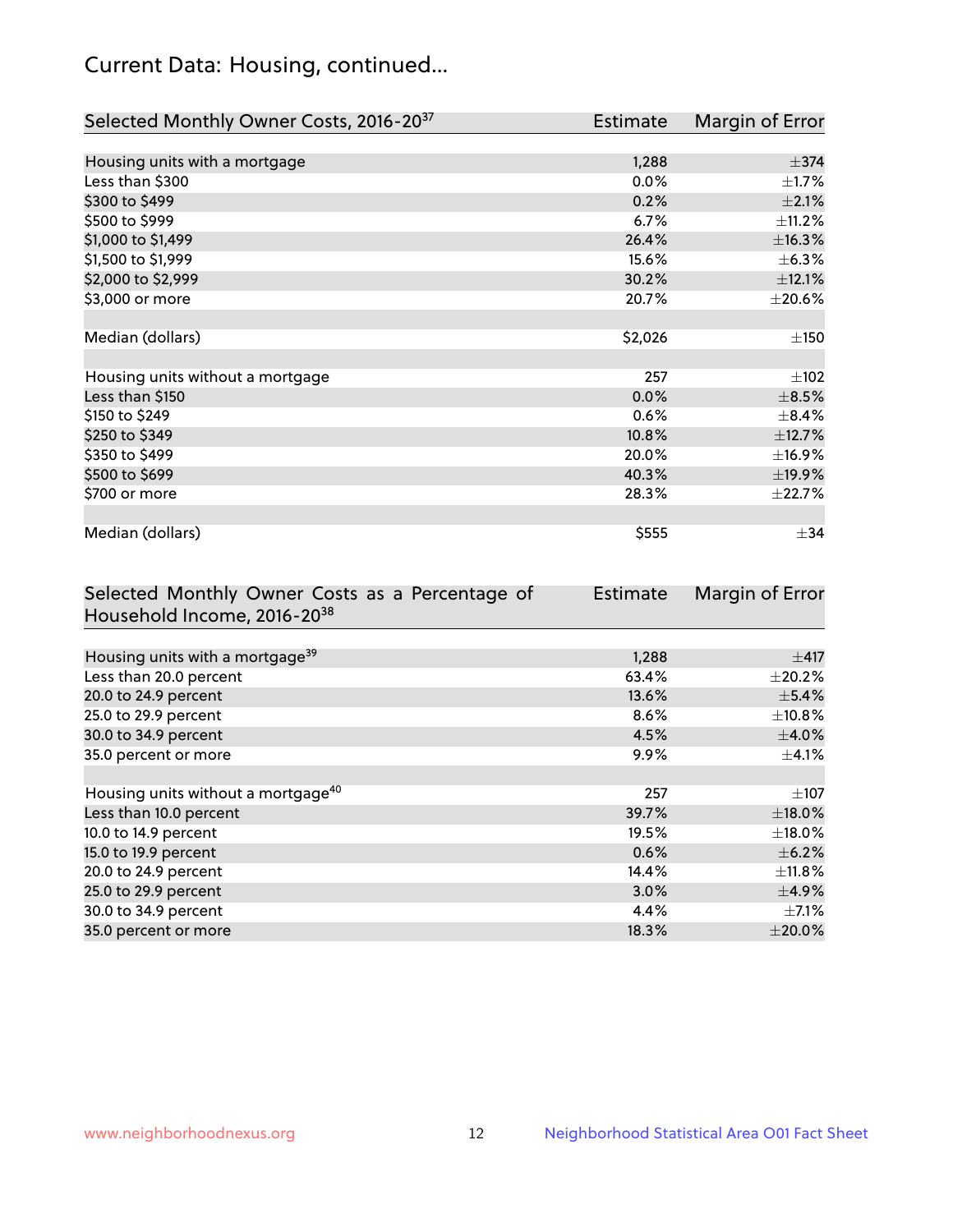## Current Data: Housing, continued...

| Selected Monthly Owner Costs, 2016-20[37] | Estimate | Margin of Error |
|---|---|---|
| Housing units with a mortgage | 1,288 | ±374 |
| Less than $300 | 0.0% | ±1.7% |
| $300 to $499 | 0.2% | ±2.1% |
| $500 to $999 | 6.7% | ±11.2% |
| $1,000 to $1,499 | 26.4% | ±16.3% |
| $1,500 to $1,999 | 15.6% | ±6.3% |
| $2,000 to $2,999 | 30.2% | ±12.1% |
| $3,000 or more | 20.7% | ±20.6% |
| | | |
| Median (dollars) | $2,026 | ±150 |
| | | |
| Housing units without a mortgage | 257 | ±102 |
| Less than $150 | 0.0% | ±8.5% |
| $150 to $249 | 0.6% | ±8.4% |
| $250 to $349 | 10.8% | ±12.7% |
| $350 to $499 | 20.0% | ±16.9% |
| $500 to $699 | 40.3% | ±19.9% |
| $700 or more | 28.3% | ±22.7% |
| | | |
| Median (dollars) | $555 | ±34 |

| Selected Monthly Owner Costs as a Percentage of Household Income, 2016-20[38] | Estimate | Margin of Error |
|---|---|---|
| Housing units with a mortgage[39] | 1,288 | ±417 |
| Less than 20.0 percent | 63.4% | ±20.2% |
| 20.0 to 24.9 percent | 13.6% | ±5.4% |
| 25.0 to 29.9 percent | 8.6% | ±10.8% |
| 30.0 to 34.9 percent | 4.5% | ±4.0% |
| 35.0 percent or more | 9.9% | ±4.1% |
| | | |
| Housing units without a mortgage[40] | 257 | ±107 |
| Less than 10.0 percent | 39.7% | ±18.0% |
| 10.0 to 14.9 percent | 19.5% | ±18.0% |
| 15.0 to 19.9 percent | 0.6% | ±6.2% |
| 20.0 to 24.9 percent | 14.4% | ±11.8% |
| 25.0 to 29.9 percent | 3.0% | ±4.9% |
| 30.0 to 34.9 percent | 4.4% | ±7.1% |
| 35.0 percent or more | 18.3% | ±20.0% |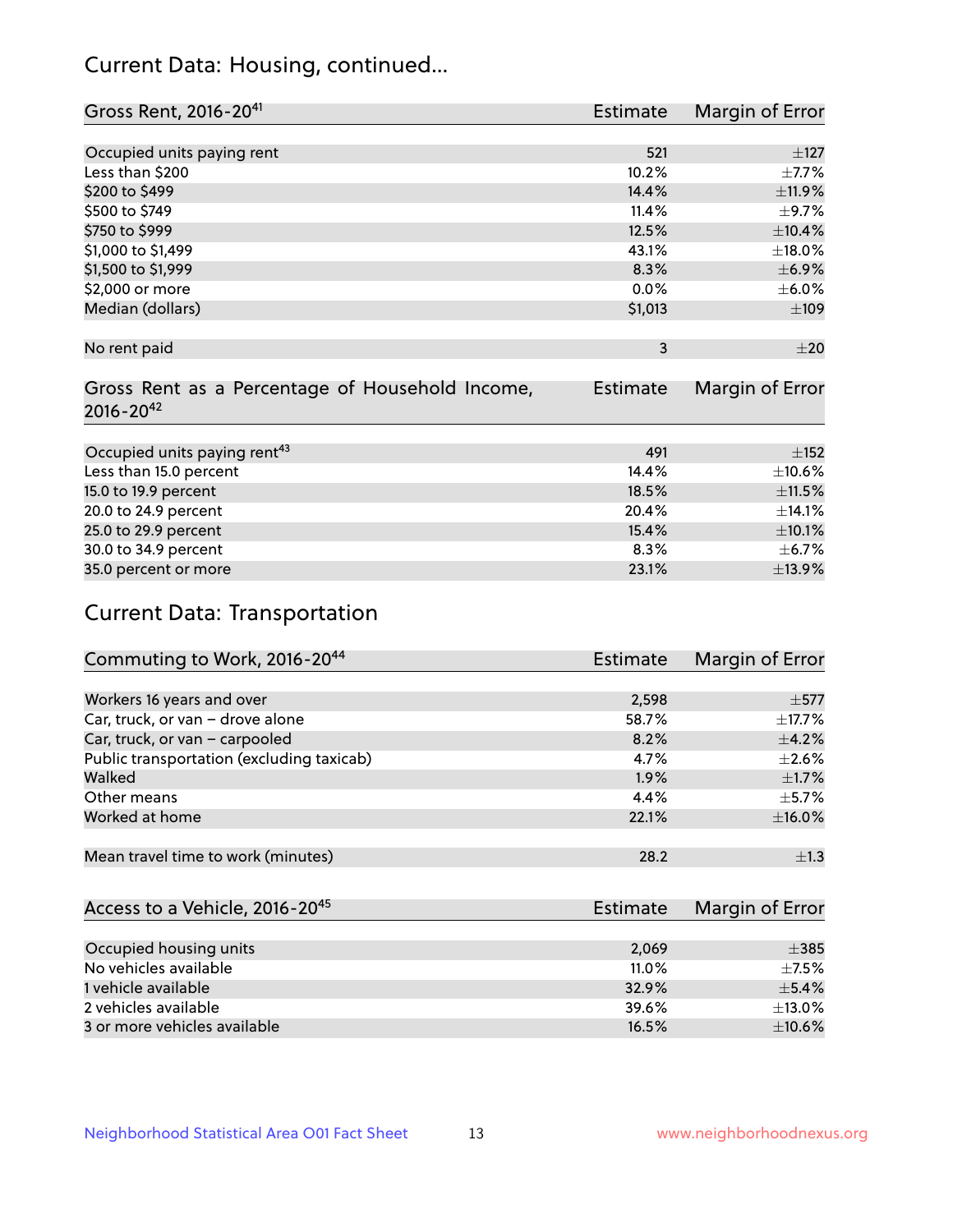## Current Data: Housing, continued...

| Gross Rent, 2016-20[41] | Estimate | Margin of Error |
|---|---|---|
| Occupied units paying rent | 521 | ±127 |
| Less than $200 | 10.2% | ±7.7% |
| $200 to $499 | 14.4% | ±11.9% |
| $500 to $749 | 11.4% | ±9.7% |
| $750 to $999 | 12.5% | ±10.4% |
| $1,000 to $1,499 | 43.1% | ±18.0% |
| $1,500 to $1,999 | 8.3% | ±6.9% |
| $2,000 or more | 0.0% | ±6.0% |
| Median (dollars) | $1,013 | ±109 |
| No rent paid | 3 | ±20 |

| Gross Rent as a Percentage of Household Income, 2016-20[42] | Estimate | Margin of Error |
|---|---|---|
| Occupied units paying rent[43] | 491 | ±152 |
| Less than 15.0 percent | 14.4% | ±10.6% |
| 15.0 to 19.9 percent | 18.5% | ±11.5% |
| 20.0 to 24.9 percent | 20.4% | ±14.1% |
| 25.0 to 29.9 percent | 15.4% | ±10.1% |
| 30.0 to 34.9 percent | 8.3% | ±6.7% |
| 35.0 percent or more | 23.1% | ±13.9% |

## Current Data: Transportation

| Commuting to Work, 2016-20[44] | Estimate | Margin of Error |
|---|---|---|
| Workers 16 years and over | 2,598 | ±577 |
| Car, truck, or van – drove alone | 58.7% | ±17.7% |
| Car, truck, or van – carpooled | 8.2% | ±4.2% |
| Public transportation (excluding taxicab) | 4.7% | ±2.6% |
| Walked | 1.9% | ±1.7% |
| Other means | 4.4% | ±5.7% |
| Worked at home | 22.1% | ±16.0% |
| Mean travel time to work (minutes) | 28.2 | ±1.3 |

| Access to a Vehicle, 2016-20[45] | Estimate | Margin of Error |
|---|---|---|
| Occupied housing units | 2,069 | ±385 |
| No vehicles available | 11.0% | ±7.5% |
| 1 vehicle available | 32.9% | ±5.4% |
| 2 vehicles available | 39.6% | ±13.0% |
| 3 or more vehicles available | 16.5% | ±10.6% |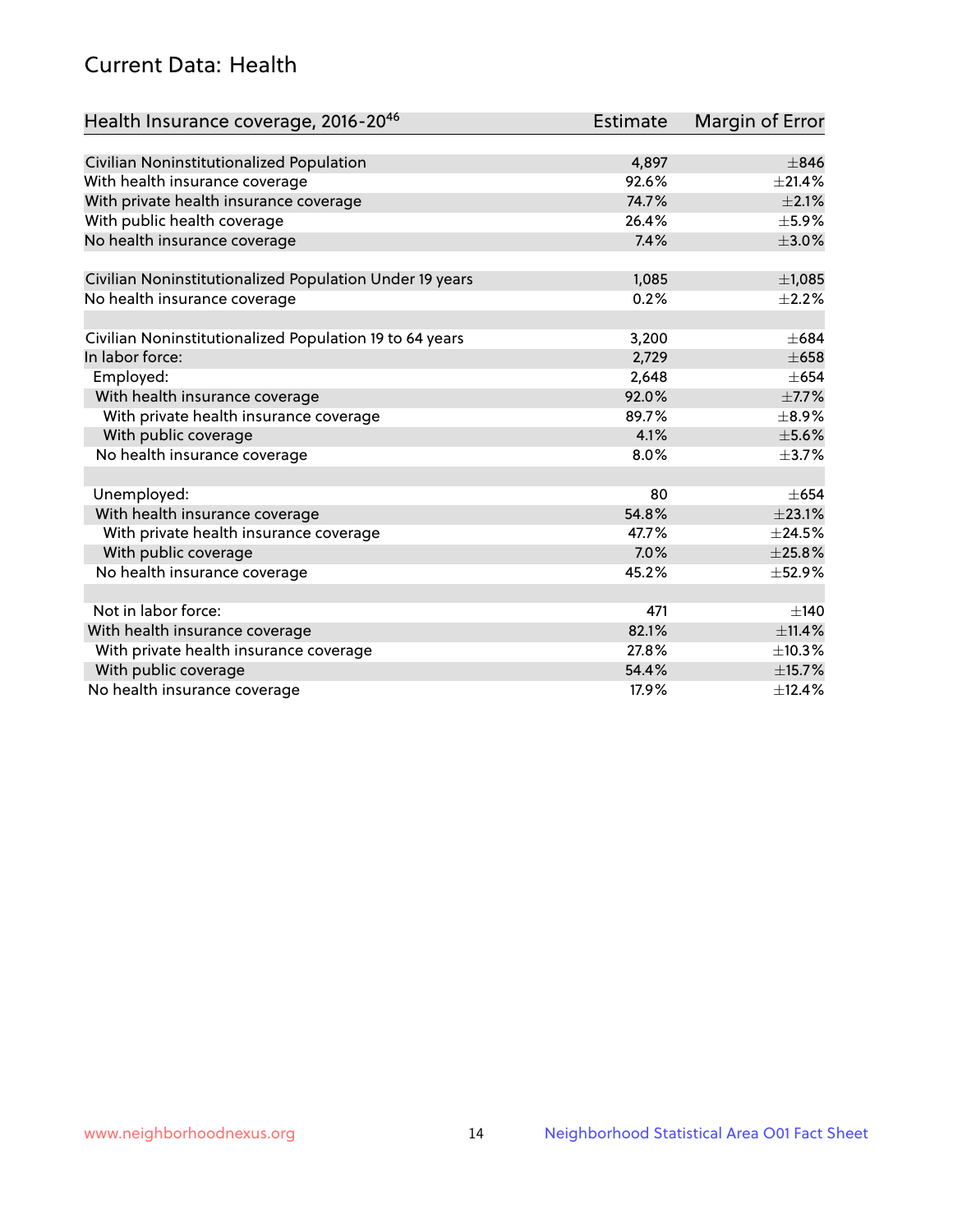## Current Data: Health

| Health Insurance coverage, 2016-20[46] | Estimate | Margin of Error |
|---|---|---|
| Civilian Noninstitutionalized Population | 4,897 | ±846 |
| With health insurance coverage | 92.6% | ±21.4% |
| With private health insurance coverage | 74.7% | ±2.1% |
| With public health coverage | 26.4% | ±5.9% |
| No health insurance coverage | 7.4% | ±3.0% |
| | | |
| Civilian Noninstitutionalized Population Under 19 years | 1,085 | ±1,085 |
| No health insurance coverage | 0.2% | ±2.2% |
| | | |
| Civilian Noninstitutionalized Population 19 to 64 years | 3,200 | ±684 |
| In labor force: | 2,729 | ±658 |
| Employed: | 2,648 | ±654 |
| With health insurance coverage | 92.0% | ±7.7% |
| With private health insurance coverage | 89.7% | ±8.9% |
| With public coverage | 4.1% | ±5.6% |
| No health insurance coverage | 8.0% | ±3.7% |
| | | |
| Unemployed: | 80 | ±654 |
| With health insurance coverage | 54.8% | ±23.1% |
| With private health insurance coverage | 47.7% | ±24.5% |
| With public coverage | 7.0% | ±25.8% |
| No health insurance coverage | 45.2% | ±52.9% |
| | | |
| Not in labor force: | 471 | ±140 |
| With health insurance coverage | 82.1% | ±11.4% |
| With private health insurance coverage | 27.8% | ±10.3% |
| With public coverage | 54.4% | ±15.7% |
| No health insurance coverage | 17.9% | ±12.4% |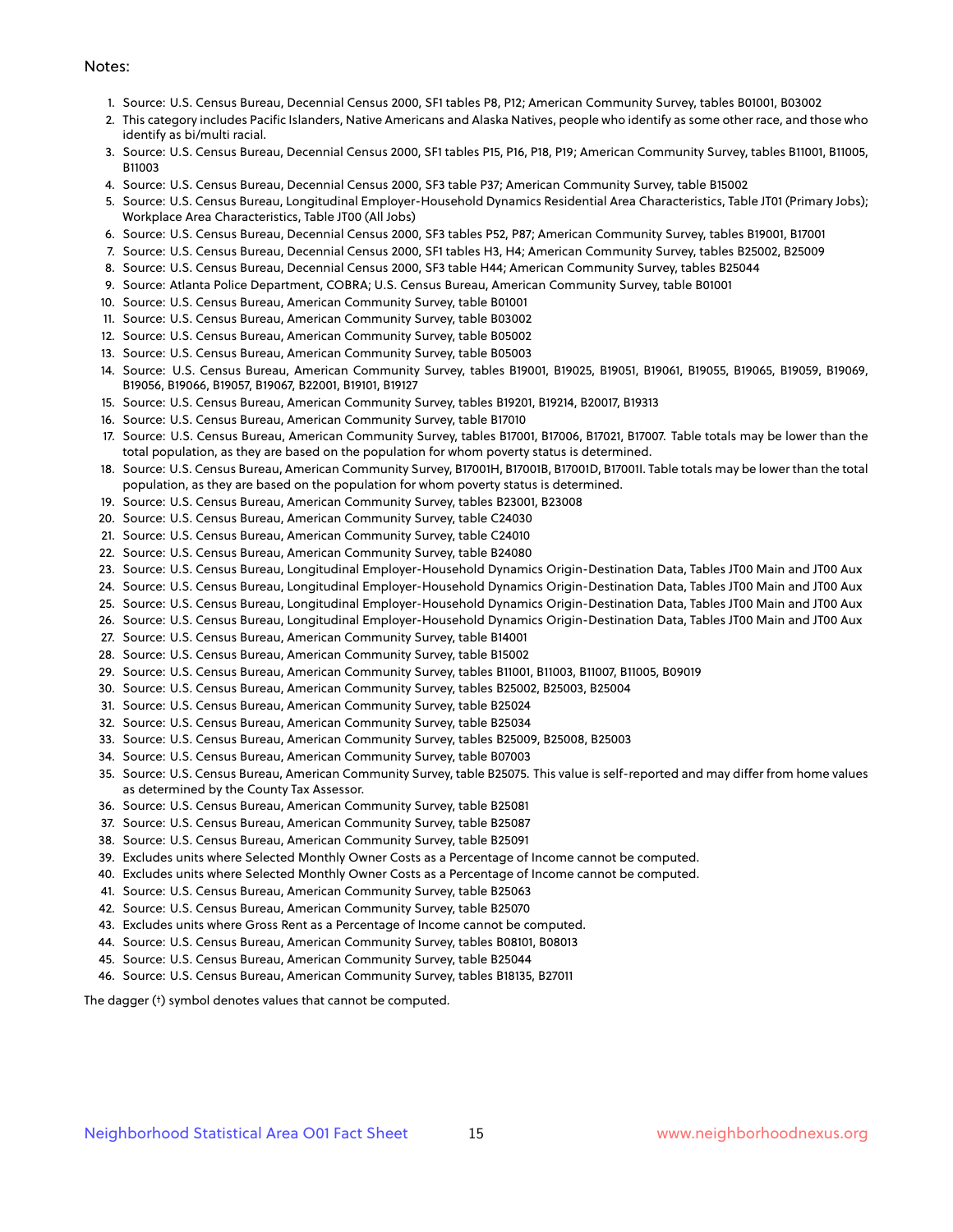Notes:

1. Source: U.S. Census Bureau, Decennial Census 2000, SF1 tables P8, P12; American Community Survey, tables B01001, B03002
2. This category includes Pacific Islanders, Native Americans and Alaska Natives, people who identify as some other race, and those who identify as bi/multi racial.
3. Source: U.S. Census Bureau, Decennial Census 2000, SF1 tables P15, P16, P18, P19; American Community Survey, tables B11001, B11005, B11003
4. Source: U.S. Census Bureau, Decennial Census 2000, SF3 table P37; American Community Survey, table B15002
5. Source: U.S. Census Bureau, Longitudinal Employer-Household Dynamics Residential Area Characteristics, Table JT01 (Primary Jobs); Workplace Area Characteristics, Table JT00 (All Jobs)
6. Source: U.S. Census Bureau, Decennial Census 2000, SF3 tables P52, P87; American Community Survey, tables B19001, B17001
7. Source: U.S. Census Bureau, Decennial Census 2000, SF1 tables H3, H4; American Community Survey, tables B25002, B25009
8. Source: U.S. Census Bureau, Decennial Census 2000, SF3 table H44; American Community Survey, tables B25044
9. Source: Atlanta Police Department, COBRA; U.S. Census Bureau, American Community Survey, table B01001
10. Source: U.S. Census Bureau, American Community Survey, table B01001
11. Source: U.S. Census Bureau, American Community Survey, table B03002
12. Source: U.S. Census Bureau, American Community Survey, table B05002
13. Source: U.S. Census Bureau, American Community Survey, table B05003
14. Source: U.S. Census Bureau, American Community Survey, tables B19001, B19025, B19051, B19061, B19055, B19065, B19059, B19069, B19056, B19066, B19057, B19067, B22001, B19101, B19127
15. Source: U.S. Census Bureau, American Community Survey, tables B19201, B19214, B20017, B19313
16. Source: U.S. Census Bureau, American Community Survey, table B17010
17. Source: U.S. Census Bureau, American Community Survey, tables B17001, B17006, B17021, B17007. Table totals may be lower than the total population, as they are based on the population for whom poverty status is determined.
18. Source: U.S. Census Bureau, American Community Survey, B17001H, B17001B, B17001D, B17001I. Table totals may be lower than the total population, as they are based on the population for whom poverty status is determined.
19. Source: U.S. Census Bureau, American Community Survey, tables B23001, B23008
20. Source: U.S. Census Bureau, American Community Survey, table C24030
21. Source: U.S. Census Bureau, American Community Survey, table C24010
22. Source: U.S. Census Bureau, American Community Survey, table B24080
23. Source: U.S. Census Bureau, Longitudinal Employer-Household Dynamics Origin-Destination Data, Tables JT00 Main and JT00 Aux
24. Source: U.S. Census Bureau, Longitudinal Employer-Household Dynamics Origin-Destination Data, Tables JT00 Main and JT00 Aux
25. Source: U.S. Census Bureau, Longitudinal Employer-Household Dynamics Origin-Destination Data, Tables JT00 Main and JT00 Aux
26. Source: U.S. Census Bureau, Longitudinal Employer-Household Dynamics Origin-Destination Data, Tables JT00 Main and JT00 Aux
27. Source: U.S. Census Bureau, American Community Survey, table B14001
28. Source: U.S. Census Bureau, American Community Survey, table B15002
29. Source: U.S. Census Bureau, American Community Survey, tables B11001, B11003, B11007, B11005, B09019
30. Source: U.S. Census Bureau, American Community Survey, tables B25002, B25003, B25004
31. Source: U.S. Census Bureau, American Community Survey, table B25024
32. Source: U.S. Census Bureau, American Community Survey, table B25034
33. Source: U.S. Census Bureau, American Community Survey, tables B25009, B25008, B25003
34. Source: U.S. Census Bureau, American Community Survey, table B07003
35. Source: U.S. Census Bureau, American Community Survey, table B25075. This value is self-reported and may differ from home values as determined by the County Tax Assessor.
36. Source: U.S. Census Bureau, American Community Survey, table B25081
37. Source: U.S. Census Bureau, American Community Survey, table B25087
38. Source: U.S. Census Bureau, American Community Survey, table B25091
39. Excludes units where Selected Monthly Owner Costs as a Percentage of Income cannot be computed.
40. Excludes units where Selected Monthly Owner Costs as a Percentage of Income cannot be computed.
41. Source: U.S. Census Bureau, American Community Survey, table B25063
42. Source: U.S. Census Bureau, American Community Survey, table B25070
43. Excludes units where Gross Rent as a Percentage of Income cannot be computed.
44. Source: U.S. Census Bureau, American Community Survey, tables B08101, B08013
45. Source: U.S. Census Bureau, American Community Survey, table B25044
46. Source: U.S. Census Bureau, American Community Survey, tables B18135, B27011

The dagger (†) symbol denotes values that cannot be computed.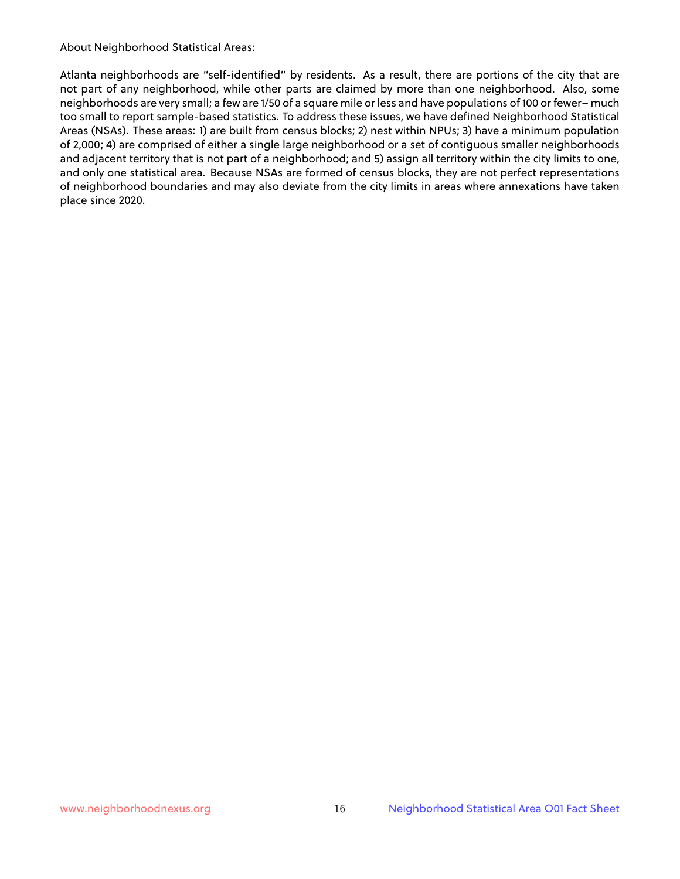About Neighborhood Statistical Areas:

Atlanta neighborhoods are "self-identified" by residents. As a result, there are portions of the city that are not part of any neighborhood, while other parts are claimed by more than one neighborhood. Also, some neighborhoods are very small; a few are 1/50 of a square mile or less and have populations of 100 or fewer– much too small to report sample-based statistics. To address these issues, we have defined Neighborhood Statistical Areas (NSAs). These areas: 1) are built from census blocks; 2) nest within NPUs; 3) have a minimum population of 2,000; 4) are comprised of either a single large neighborhood or a set of contiguous smaller neighborhoods and adjacent territory that is not part of a neighborhood; and 5) assign all territory within the city limits to one, and only one statistical area. Because NSAs are formed of census blocks, they are not perfect representations of neighborhood boundaries and may also deviate from the city limits in areas where annexations have taken place since 2020.